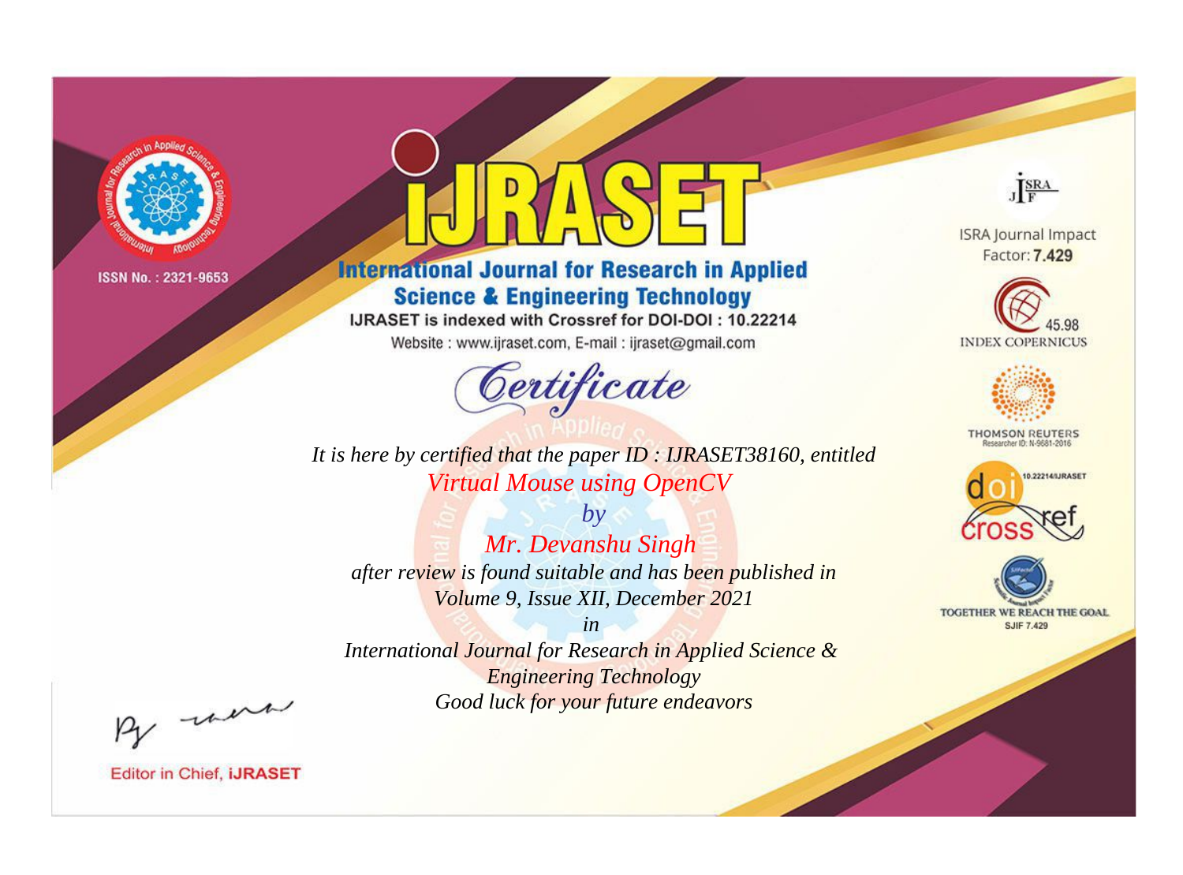ISSN No. : 2321-9653

# IJRASET

## International Journal for Research in Applied Science & Engineering Technology

IJRASET is indexed with Crossref for DOI-DOI : 10.22214

Website : www.ijraset.com, E-mail : ijraset@gmail.com

ISRA Journal Impact Factor: **7.429**

45.98 INDEX COPERNICUS

THOMSON REUTERS Researcher ID: N-9681-2016

10.22214/IJRASET

TOGETHER WE REACH THE GOAL SJIF 7.429

## *Certificate*

*It is here by certified that the paper ID : IJRASET38160, entitled*

*Virtual Mouse using OpenCV*

*by*

*Mr. Devanshu Singh*

*after review is found suitable and has been published in*

*Volume 9, Issue XII, December 2021*

*in*

*International Journal for Research in Applied Science & Engineering Technology*

*Good luck for your future endeavors*

Editor in Chief, **iJRASET**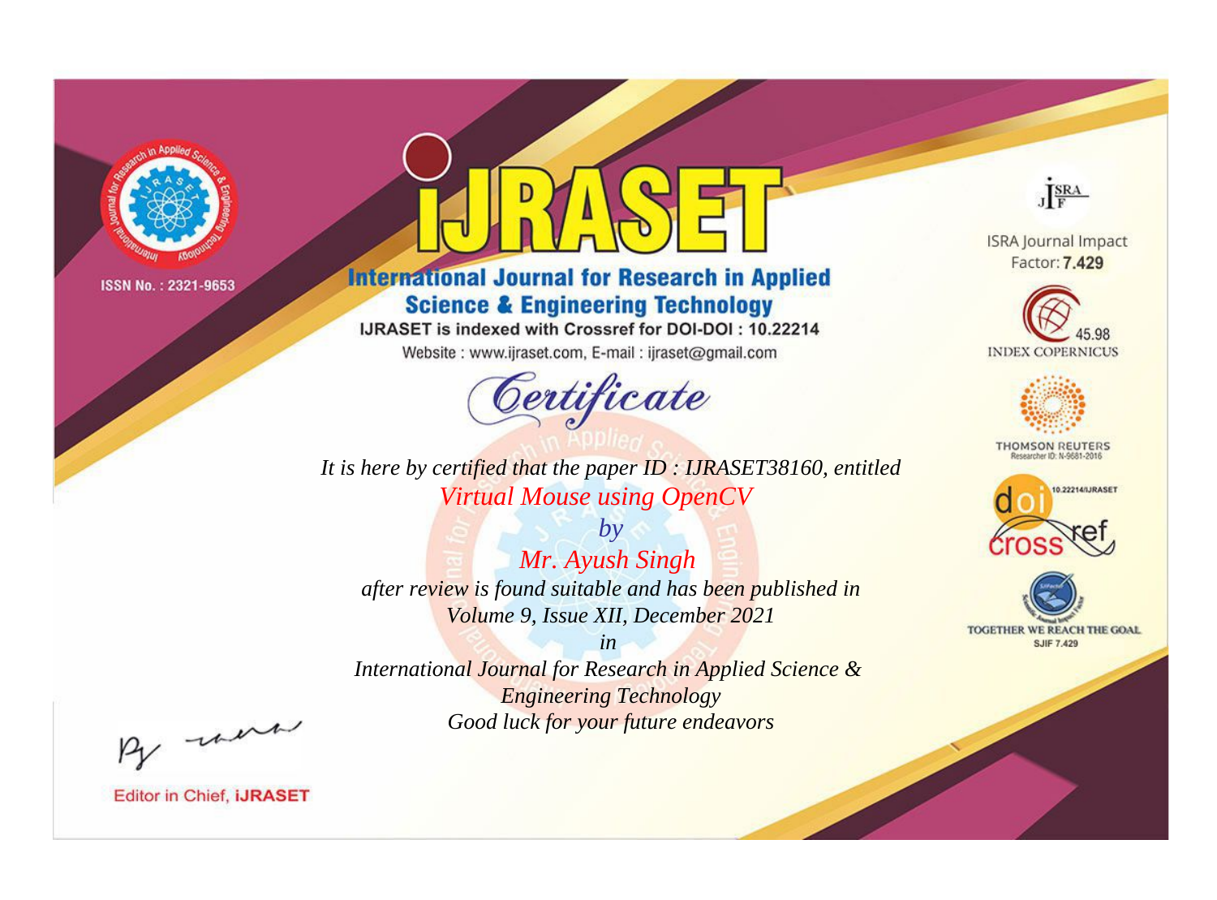ISSN No. : 2321-9653

# iJRASET

## International Journal for Research in Applied Science & Engineering Technology

IJRASET is indexed with Crossref for DOI-DOI : 10.22214

Website : www.ijraset.com, E-mail : ijraset@gmail.com

ISRA Journal Impact Factor: **7.429**

45.98 INDEX COPERNICUS

THOMSON REUTERS Researcher ID: N-9681-2016

10.22214/IJRASET

TOGETHER WE REACH THE GOAL SJIF 7.429

## *Certificate*

*It is here by certified that the paper ID : IJRASET38160, entitled*

*Virtual Mouse using OpenCV*

*by*

*Mr. Ayush Singh*

*after review is found suitable and has been published in*

*Volume 9, Issue XII, December 2021*

*in*

*International Journal for Research in Applied Science & Engineering Technology*

*Good luck for your future endeavors*

Editor in Chief, **iJRASET**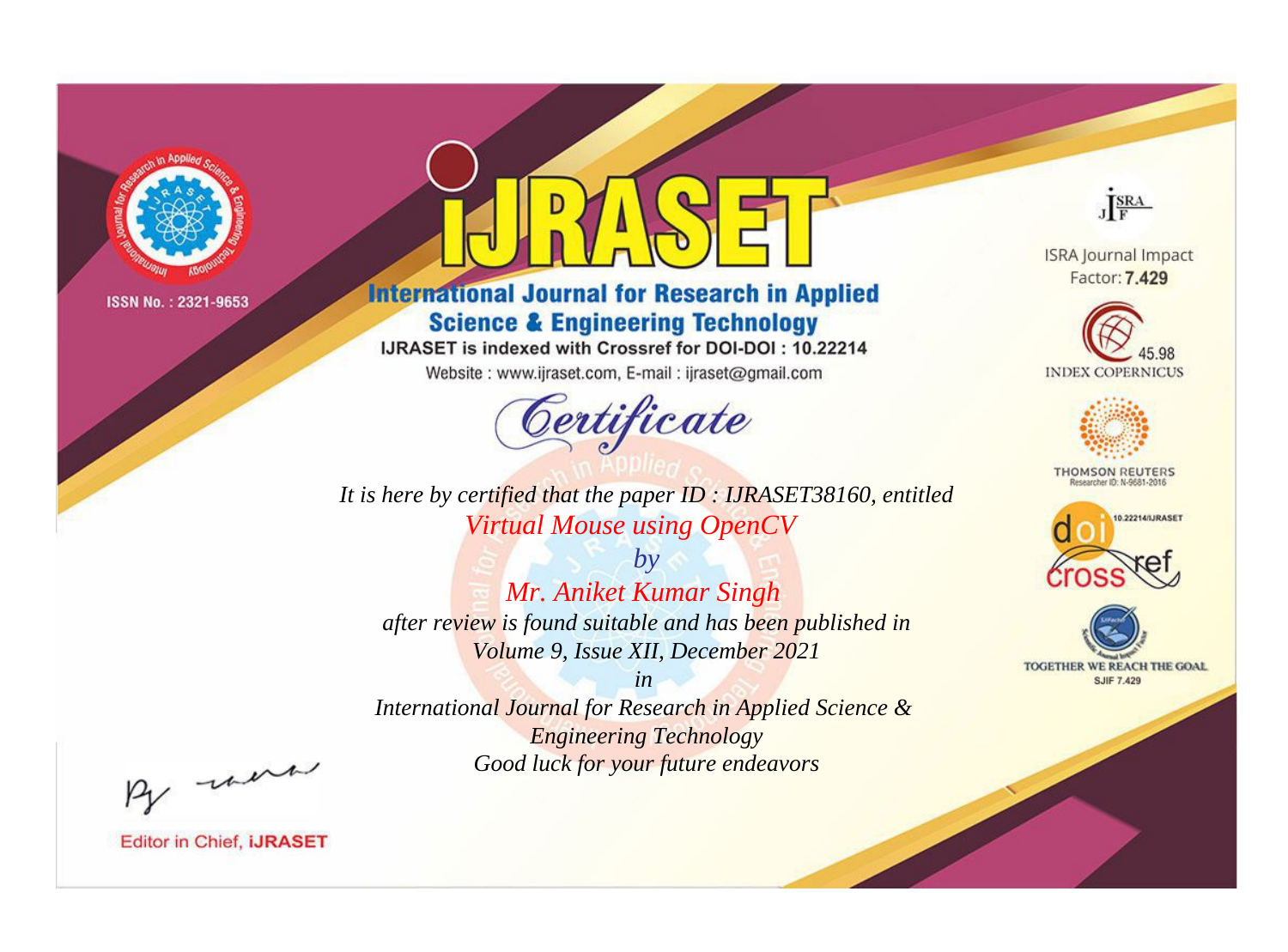ISSN No. : 2321-9653

# iJRASET

## International Journal for Research in Applied Science & Engineering Technology

IJRASET is indexed with Crossref for DOI-DOI : 10.22214

Website : www.ijraset.com, E-mail : ijraset@gmail.com

ISRA Journal Impact Factor: **7.429**

45.98 INDEX COPERNICUS

THOMSON REUTERS Researcher ID: N-9681-2016

10.22214/IJRASET

TOGETHER WE REACH THE GOAL SJIF 7.429

# *Certificate*

*It is here by certified that the paper ID : IJRASET38160, entitled*

*Virtual Mouse using OpenCV*

*by*

*Mr. Aniket Kumar Singh*

*after review is found suitable and has been published in*

*Volume 9, Issue XII, December 2021*

*in*

*International Journal for Research in Applied Science & Engineering Technology*

*Good luck for your future endeavors*

Editor in Chief, **iJRASET**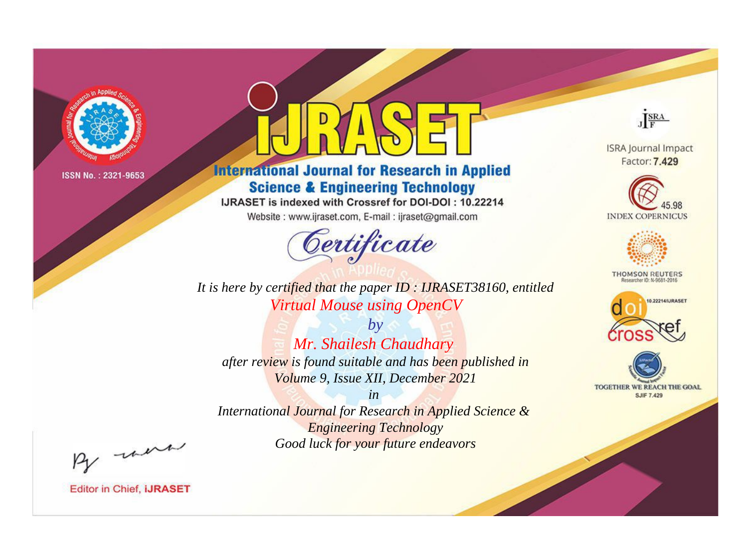ISSN No. : 2321-9653

# IJRASET

## International Journal for Research in Applied Science & Engineering Technology

IJRASET is indexed with Crossref for DOI-DOI : 10.22214

Website : www.ijraset.com, E-mail : ijraset@gmail.com

ISRA Journal Impact Factor: **7.429**

45.98 INDEX COPERNICUS

THOMSON REUTERS

Researcher ID: N-9681-2016

10.22214/IJRASET

TOGETHER WE REACH THE GOAL

SJIF 7.429

# *Certificate*

*It is here by certified that the paper ID : IJRASET38160, entitled*

*Virtual Mouse using OpenCV*

*by*

*Mr. Shailesh Chaudhary*

*after review is found suitable and has been published in*

*Volume 9, Issue XII, December 2021*

*in*

*International Journal for Research in Applied Science & Engineering Technology*

*Good luck for your future endeavors*

Editor in Chief, **iJRASET**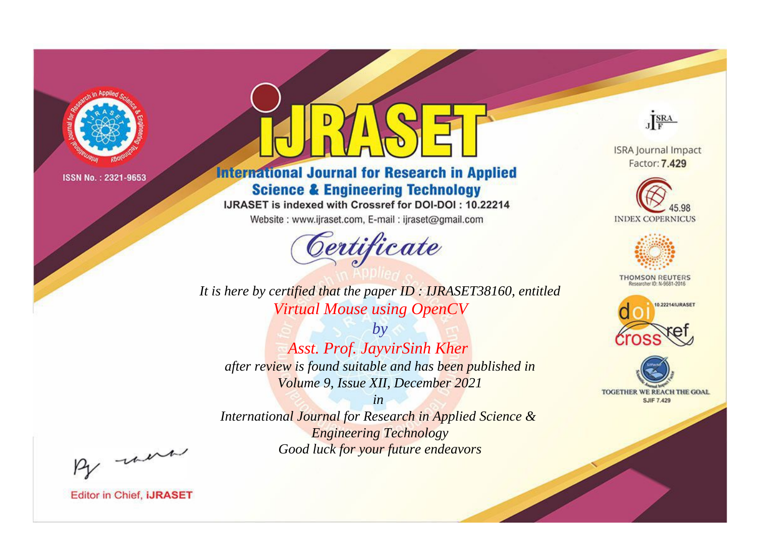ISSN No. : 2321-9653

# iJRASET

## International Journal for Research in Applied Science & Engineering Technology

IJRASET is indexed with Crossref for DOI-DOI : 10.22214

Website : www.ijraset.com, E-mail : ijraset@gmail.com

*Certificate*

*It is here by certified that the paper ID : IJRASET38160, entitled*

*Virtual Mouse using OpenCV*

*by*

*Asst. Prof. JayvirSinh Kher*

*after review is found suitable and has been published in*

*Volume 9, Issue XII, December 2021*

*in*

*International Journal for Research in Applied Science & Engineering Technology*

*Good luck for your future endeavors*

ISRA Journal Impact Factor: **7.429**

45.98 INDEX COPERNICUS

THOMSON REUTERS Researcher ID: N-9681-2016

10.22214/IJRASET

TOGETHER WE REACH THE GOAL SJIF 7.429

Editor in Chief, **iJRASET**